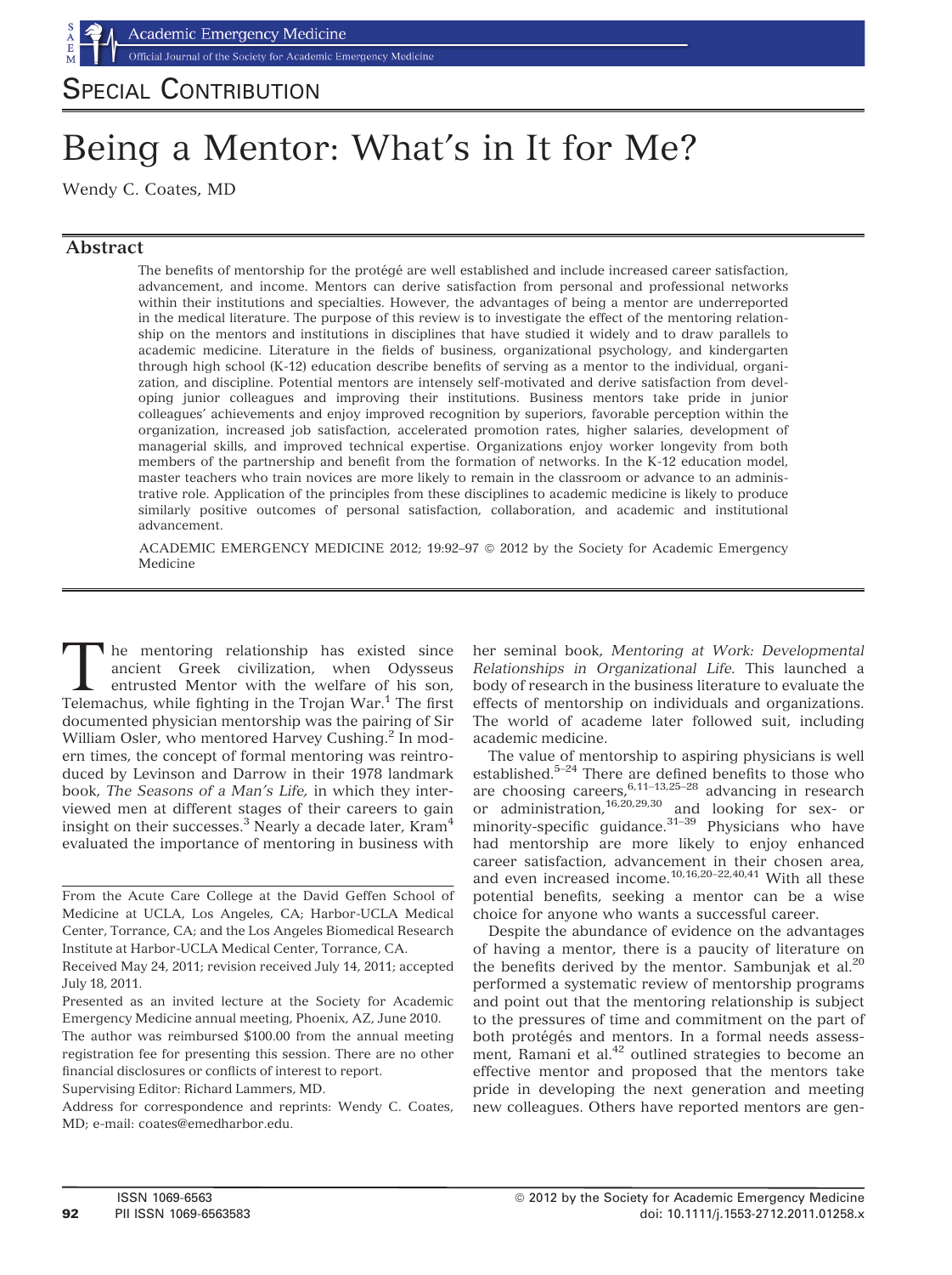SPECIAL CONTRIBUTION

# Being a Mentor: What's in It for Me?

Wendy C. Coates, MD

## Abstract

The benefits of mentorship for the protégé are well established and include increased career satisfaction, advancement, and income. Mentors can derive satisfaction from personal and professional networks within their institutions and specialties. However, the advantages of being a mentor are underreported in the medical literature. The purpose of this review is to investigate the effect of the mentoring relationship on the mentors and institutions in disciplines that have studied it widely and to draw parallels to academic medicine. Literature in the fields of business, organizational psychology, and kindergarten through high school (K-12) education describe benefits of serving as a mentor to the individual, organization, and discipline. Potential mentors are intensely self-motivated and derive satisfaction from developing junior colleagues and improving their institutions. Business mentors take pride in junior colleagues' achievements and enjoy improved recognition by superiors, favorable perception within the organization, increased job satisfaction, accelerated promotion rates, higher salaries, development of managerial skills, and improved technical expertise. Organizations enjoy worker longevity from both members of the partnership and benefit from the formation of networks. In the K-12 education model, master teachers who train novices are more likely to remain in the classroom or advance to an administrative role. Application of the principles from these disciplines to academic medicine is likely to produce similarly positive outcomes of personal satisfaction, collaboration, and academic and institutional advancement.

ACADEMIC EMERGENCY MEDICINE 2012; 19:92–97 © 2012 by the Society for Academic Emergency Medicine

The mentoring relationship has existed since ancient Greek civilization, when Odysseus entrusted Mentor with the welfare of his son, Telemachus, while fighting in the Trojan War.[1] The first documented physician mentorship was the pairing of Sir William Osler, who mentored Harvey Cushing.[2] In modern times, the concept of formal mentoring was reintroduced by Levinson and Darrow in their 1978 landmark book, *The Seasons of a Man's Life,* in which they interviewed men at different stages of their careers to gain insight on their successes.[3] Nearly a decade later, Kram[4] evaluated the importance of mentoring in business with her seminal book, *Mentoring at Work: Developmental Relationships in Organizational Life.* This launched a body of research in the business literature to evaluate the effects of mentorship on individuals and organizations. The world of academe later followed suit, including academic medicine.

The value of mentorship to aspiring physicians is well established.[5–24] There are defined benefits to those who are choosing careers,[6,11–13,25–28] advancing in research or administration,[16,20,29,30] and looking for sex- or minority-specific guidance.[31–39] Physicians who have had mentorship are more likely to enjoy enhanced career satisfaction, advancement in their chosen area, and even increased income.[10,16,20–22,40,41] With all these potential benefits, seeking a mentor can be a wise choice for anyone who wants a successful career.

Despite the abundance of evidence on the advantages of having a mentor, there is a paucity of literature on the benefits derived by the mentor. Sambunjak et al.[20] performed a systematic review of mentorship programs and point out that the mentoring relationship is subject to the pressures of time and commitment on the part of both protégés and mentors. In a formal needs assessment, Ramani et al.[42] outlined strategies to become an effective mentor and proposed that the mentors take pride in developing the next generation and meeting new colleagues. Others have reported mentors are gen-

---

From the Acute Care College at the David Geffen School of Medicine at UCLA, Los Angeles, CA; Harbor-UCLA Medical Center, Torrance, CA; and the Los Angeles Biomedical Research Institute at Harbor-UCLA Medical Center, Torrance, CA.

Received May 24, 2011; revision received July 14, 2011; accepted July 18, 2011.

Presented as an invited lecture at the Society for Academic Emergency Medicine annual meeting, Phoenix, AZ, June 2010.

The author was reimbursed $100.00 from the annual meeting registration fee for presenting this session. There are no other financial disclosures or conflicts of interest to report.

Supervising Editor: Richard Lammers, MD.

Address for correspondence and reprints: Wendy C. Coates, MD; e-mail: coates@emedharbor.edu.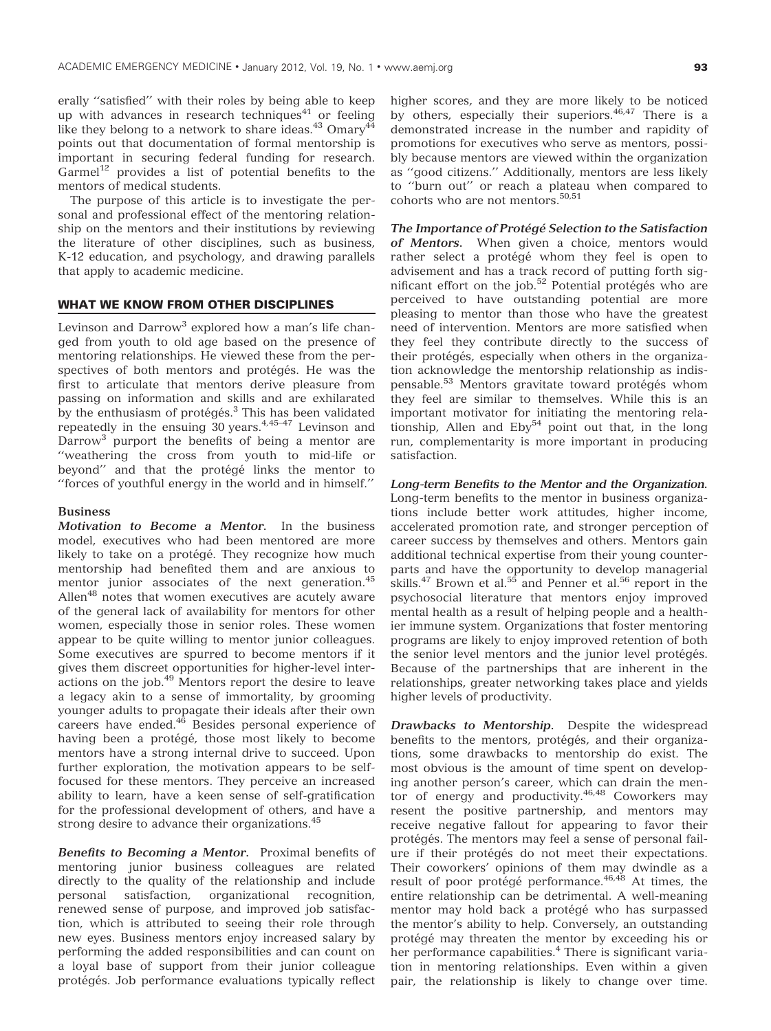erally ''satisfied'' with their roles by being able to keep up with advances in research techniques[41] or feeling like they belong to a network to share ideas.[43] Omary[44] points out that documentation of formal mentorship is important in securing federal funding for research. Garmel[12] provides a list of potential benefits to the mentors of medical students.

The purpose of this article is to investigate the personal and professional effect of the mentoring relationship on the mentors and their institutions by reviewing the literature of other disciplines, such as business, K-12 education, and psychology, and drawing parallels that apply to academic medicine.

## WHAT WE KNOW FROM OTHER DISCIPLINES

Levinson and Darrow[3] explored how a man's life changed from youth to old age based on the presence of mentoring relationships. He viewed these from the perspectives of both mentors and protégés. He was the first to articulate that mentors derive pleasure from passing on information and skills and are exhilarated by the enthusiasm of protégés.[3] This has been validated repeatedly in the ensuing 30 years.[4,45–47] Levinson and Darrow[3] purport the benefits of being a mentor are ''weathering the cross from youth to mid-life or beyond'' and that the protégé links the mentor to ''forces of youthful energy in the world and in himself.''

### Business

***Motivation to Become a Mentor.*** In the business model, executives who had been mentored are more likely to take on a protégé. They recognize how much mentorship had benefited them and are anxious to mentor junior associates of the next generation.[45] Allen[48] notes that women executives are acutely aware of the general lack of availability for mentors for other women, especially those in senior roles. These women appear to be quite willing to mentor junior colleagues. Some executives are spurred to become mentors if it gives them discreet opportunities for higher-level interactions on the job.[49] Mentors report the desire to leave a legacy akin to a sense of immortality, by grooming younger adults to propagate their ideals after their own careers have ended.[46] Besides personal experience of having been a protégé, those most likely to become mentors have a strong internal drive to succeed. Upon further exploration, the motivation appears to be self-focused for these mentors. They perceive an increased ability to learn, have a keen sense of self-gratification for the professional development of others, and have a strong desire to advance their organizations.[45]

***Benefits to Becoming a Mentor.*** Proximal benefits of mentoring junior business colleagues are related directly to the quality of the relationship and include personal satisfaction, organizational recognition, renewed sense of purpose, and improved job satisfaction, which is attributed to seeing their role through new eyes. Business mentors enjoy increased salary by performing the added responsibilities and can count on a loyal base of support from their junior colleague protégés. Job performance evaluations typically reflect higher scores, and they are more likely to be noticed by others, especially their superiors.[46,47] There is a demonstrated increase in the number and rapidity of promotions for executives who serve as mentors, possibly because mentors are viewed within the organization as ''good citizens.'' Additionally, mentors are less likely to ''burn out'' or reach a plateau when compared to cohorts who are not mentors.[50,51]

***The Importance of Protégé Selection to the Satisfaction of Mentors.*** When given a choice, mentors would rather select a protégé whom they feel is open to advisement and has a track record of putting forth significant effort on the job.[52] Potential protégés who are perceived to have outstanding potential are more pleasing to mentor than those who have the greatest need of intervention. Mentors are more satisfied when they feel they contribute directly to the success of their protégés, especially when others in the organization acknowledge the mentorship relationship as indispensable.[53] Mentors gravitate toward protégés whom they feel are similar to themselves. While this is an important motivator for initiating the mentoring relationship, Allen and Eby[54] point out that, in the long run, complementarity is more important in producing satisfaction.

***Long-term Benefits to the Mentor and the Organization.*** Long-term benefits to the mentor in business organizations include better work attitudes, higher income, accelerated promotion rate, and stronger perception of career success by themselves and others. Mentors gain additional technical expertise from their young counterparts and have the opportunity to develop managerial skills.[47] Brown et al.[55] and Penner et al.[56] report in the psychosocial literature that mentors enjoy improved mental health as a result of helping people and a healthier immune system. Organizations that foster mentoring programs are likely to enjoy improved retention of both the senior level mentors and the junior level protégés. Because of the partnerships that are inherent in the relationships, greater networking takes place and yields higher levels of productivity.

***Drawbacks to Mentorship.*** Despite the widespread benefits to the mentors, protégés, and their organizations, some drawbacks to mentorship do exist. The most obvious is the amount of time spent on developing another person's career, which can drain the mentor of energy and productivity.[46,48] Coworkers may resent the positive partnership, and mentors may receive negative fallout for appearing to favor their protégés. The mentors may feel a sense of personal failure if their protégés do not meet their expectations. Their coworkers' opinions of them may dwindle as a result of poor protégé performance.[46,48] At times, the entire relationship can be detrimental. A well-meaning mentor may hold back a protégé who has surpassed the mentor's ability to help. Conversely, an outstanding protégé may threaten the mentor by exceeding his or her performance capabilities.[4] There is significant variation in mentoring relationships. Even within a given pair, the relationship is likely to change over time.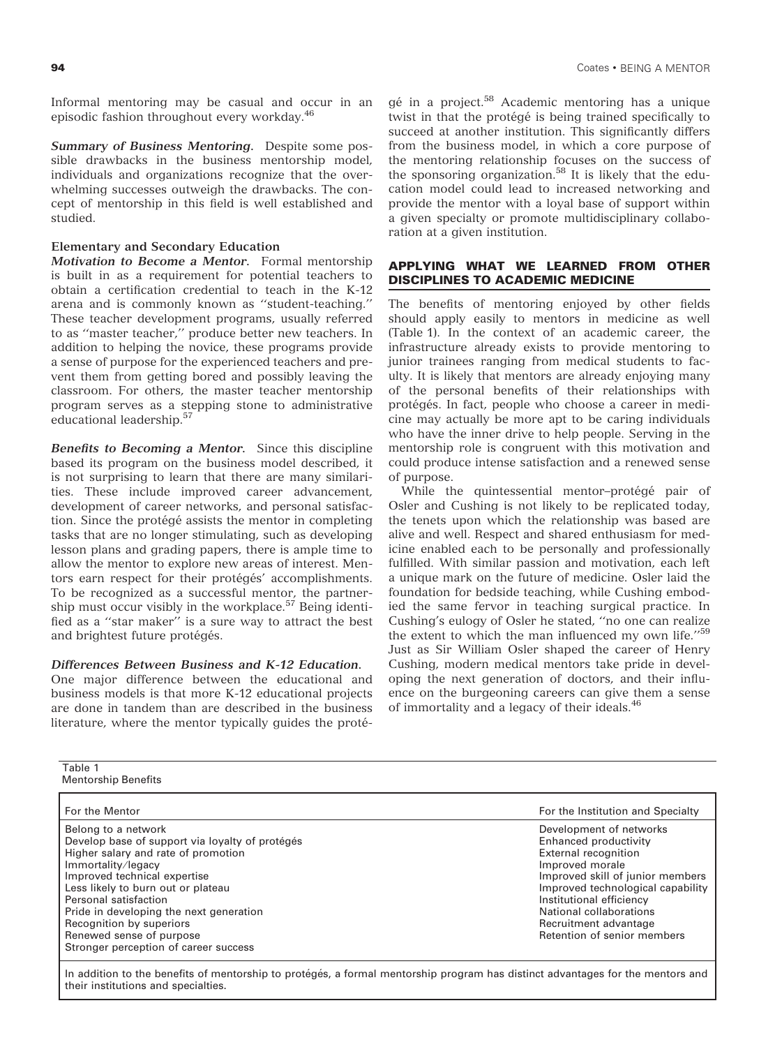Informal mentoring may be casual and occur in an episodic fashion throughout every workday.[46]

***Summary of Business Mentoring.*** Despite some possible drawbacks in the business mentorship model, individuals and organizations recognize that the overwhelming successes outweigh the drawbacks. The concept of mentorship in this field is well established and studied.

### Elementary and Secondary Education

***Motivation to Become a Mentor.*** Formal mentorship is built in as a requirement for potential teachers to obtain a certification credential to teach in the K-12 arena and is commonly known as "student-teaching." These teacher development programs, usually referred to as "master teacher," produce better new teachers. In addition to helping the novice, these programs provide a sense of purpose for the experienced teachers and prevent them from getting bored and possibly leaving the classroom. For others, the master teacher mentorship program serves as a stepping stone to administrative educational leadership.[57]

***Benefits to Becoming a Mentor.*** Since this discipline based its program on the business model described, it is not surprising to learn that there are many similarities. These include improved career advancement, development of career networks, and personal satisfaction. Since the protégé assists the mentor in completing tasks that are no longer stimulating, such as developing lesson plans and grading papers, there is ample time to allow the mentor to explore new areas of interest. Mentors earn respect for their protégés' accomplishments. To be recognized as a successful mentor, the partnership must occur visibly in the workplace.[57] Being identified as a "star maker" is a sure way to attract the best and brightest future protégés.

***Differences Between Business and K-12 Education.*** One major difference between the educational and business models is that more K-12 educational projects are done in tandem than are described in the business literature, where the mentor typically guides the protégé in a project.[58] Academic mentoring has a unique twist in that the protégé is being trained specifically to succeed at another institution. This significantly differs from the business model, in which a core purpose of the mentoring relationship focuses on the success of the sponsoring organization.[58] It is likely that the education model could lead to increased networking and provide the mentor with a loyal base of support within a given specialty or promote multidisciplinary collaboration at a given institution.

## APPLYING WHAT WE LEARNED FROM OTHER DISCIPLINES TO ACADEMIC MEDICINE

The benefits of mentoring enjoyed by other fields should apply easily to mentors in medicine as well (Table 1). In the context of an academic career, the infrastructure already exists to provide mentoring to junior trainees ranging from medical students to faculty. It is likely that mentors are already enjoying many of the personal benefits of their relationships with protégés. In fact, people who choose a career in medicine may actually be more apt to be caring individuals who have the inner drive to help people. Serving in the mentorship role is congruent with this motivation and could produce intense satisfaction and a renewed sense of purpose.

While the quintessential mentor–protégé pair of Osler and Cushing is not likely to be replicated today, the tenets upon which the relationship was based are alive and well. Respect and shared enthusiasm for medicine enabled each to be personally and professionally fulfilled. With similar passion and motivation, each left a unique mark on the future of medicine. Osler laid the foundation for bedside teaching, while Cushing embodied the same fervor in teaching surgical practice. In Cushing's eulogy of Osler he stated, "no one can realize the extent to which the man influenced my own life."[59] Just as Sir William Osler shaped the career of Henry Cushing, modern medical mentors take pride in developing the next generation of doctors, and their influence on the burgeoning careers can give them a sense of immortality and a legacy of their ideals.[46]

Table 1
Mentorship Benefits

| For the Mentor | For the Institution and Specialty |
|---|---|
| Belong to a network | Development of networks |
| Develop base of support via loyalty of protégés | Enhanced productivity |
| Higher salary and rate of promotion | External recognition |
| Immortality/legacy | Improved morale |
| Improved technical expertise | Improved skill of junior members |
| Less likely to burn out or plateau | Improved technological capability |
| Personal satisfaction | Institutional efficiency |
| Pride in developing the next generation | National collaborations |
| Recognition by superiors | Recruitment advantage |
| Renewed sense of purpose | Retention of senior members |
| Stronger perception of career success | |

In addition to the benefits of mentorship to protégés, a formal mentorship program has distinct advantages for the mentors and their institutions and specialties.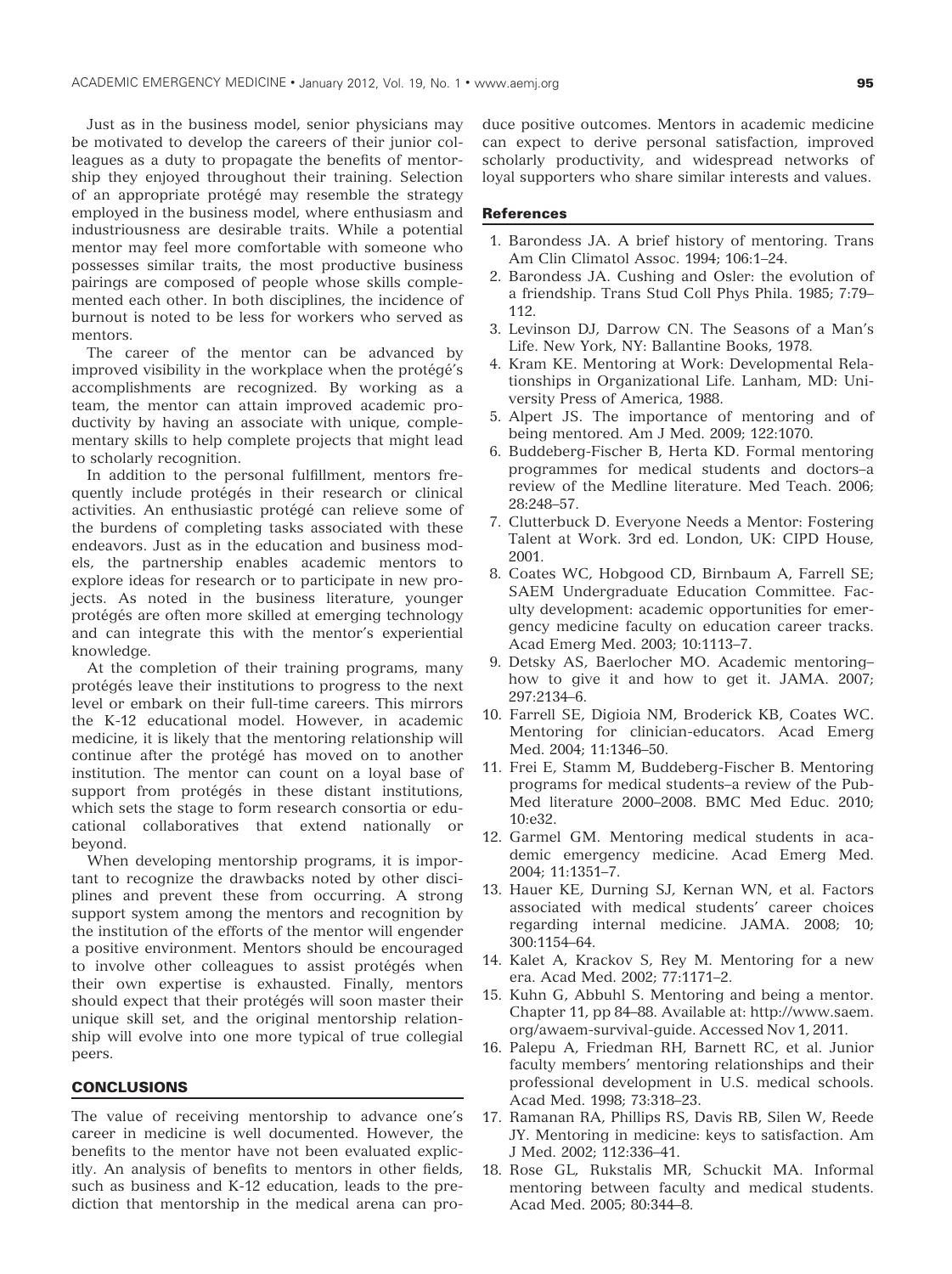Just as in the business model, senior physicians may be motivated to develop the careers of their junior colleagues as a duty to propagate the benefits of mentorship they enjoyed throughout their training. Selection of an appropriate protégé may resemble the strategy employed in the business model, where enthusiasm and industriousness are desirable traits. While a potential mentor may feel more comfortable with someone who possesses similar traits, the most productive business pairings are composed of people whose skills complemented each other. In both disciplines, the incidence of burnout is noted to be less for workers who served as mentors.

The career of the mentor can be advanced by improved visibility in the workplace when the protégé's accomplishments are recognized. By working as a team, the mentor can attain improved academic productivity by having an associate with unique, complementary skills to help complete projects that might lead to scholarly recognition.

In addition to the personal fulfillment, mentors frequently include protégés in their research or clinical activities. An enthusiastic protégé can relieve some of the burdens of completing tasks associated with these endeavors. Just as in the education and business models, the partnership enables academic mentors to explore ideas for research or to participate in new projects. As noted in the business literature, younger protégés are often more skilled at emerging technology and can integrate this with the mentor's experiential knowledge.

At the completion of their training programs, many protégés leave their institutions to progress to the next level or embark on their full-time careers. This mirrors the K-12 educational model. However, in academic medicine, it is likely that the mentoring relationship will continue after the protégé has moved on to another institution. The mentor can count on a loyal base of support from protégés in these distant institutions, which sets the stage to form research consortia or educational collaboratives that extend nationally or beyond.

When developing mentorship programs, it is important to recognize the drawbacks noted by other disciplines and prevent these from occurring. A strong support system among the mentors and recognition by the institution of the efforts of the mentor will engender a positive environment. Mentors should be encouraged to involve other colleagues to assist protégés when their own expertise is exhausted. Finally, mentors should expect that their protégés will soon master their unique skill set, and the original mentorship relationship will evolve into one more typical of true collegial peers.

## CONCLUSIONS

The value of receiving mentorship to advance one's career in medicine is well documented. However, the benefits to the mentor have not been evaluated explicitly. An analysis of benefits to mentors in other fields, such as business and K-12 education, leads to the prediction that mentorship in the medical arena can produce positive outcomes. Mentors in academic medicine can expect to derive personal satisfaction, improved scholarly productivity, and widespread networks of loyal supporters who share similar interests and values.

## References

1. Barondess JA. A brief history of mentoring. Trans Am Clin Climatol Assoc. 1994; 106:1–24.
2. Barondess JA. Cushing and Osler: the evolution of a friendship. Trans Stud Coll Phys Phila. 1985; 7:79–112.
3. Levinson DJ, Darrow CN. The Seasons of a Man's Life. New York, NY: Ballantine Books, 1978.
4. Kram KE. Mentoring at Work: Developmental Relationships in Organizational Life. Lanham, MD: University Press of America, 1988.
5. Alpert JS. The importance of mentoring and of being mentored. Am J Med. 2009; 122:1070.
6. Buddeberg-Fischer B, Herta KD. Formal mentoring programmes for medical students and doctors–a review of the Medline literature. Med Teach. 2006; 28:248–57.
7. Clutterbuck D. Everyone Needs a Mentor: Fostering Talent at Work. 3rd ed. London, UK: CIPD House, 2001.
8. Coates WC, Hobgood CD, Birnbaum A, Farrell SE; SAEM Undergraduate Education Committee. Faculty development: academic opportunities for emergency medicine faculty on education career tracks. Acad Emerg Med. 2003; 10:1113–7.
9. Detsky AS, Baerlocher MO. Academic mentoring–how to give it and how to get it. JAMA. 2007; 297:2134–6.
10. Farrell SE, Digioia NM, Broderick KB, Coates WC. Mentoring for clinician-educators. Acad Emerg Med. 2004; 11:1346–50.
11. Frei E, Stamm M, Buddeberg-Fischer B. Mentoring programs for medical students–a review of the PubMed literature 2000–2008. BMC Med Educ. 2010; 10:e32.
12. Garmel GM. Mentoring medical students in academic emergency medicine. Acad Emerg Med. 2004; 11:1351–7.
13. Hauer KE, Durning SJ, Kernan WN, et al. Factors associated with medical students' career choices regarding internal medicine. JAMA. 2008; 10; 300:1154–64.
14. Kalet A, Krackov S, Rey M. Mentoring for a new era. Acad Med. 2002; 77:1171–2.
15. Kuhn G, Abbuhl S. Mentoring and being a mentor. Chapter 11, pp 84–88. Available at: http://www.saem.org/awaem-survival-guide. Accessed Nov 1, 2011.
16. Palepu A, Friedman RH, Barnett RC, et al. Junior faculty members' mentoring relationships and their professional development in U.S. medical schools. Acad Med. 1998; 73:318–23.
17. Ramanan RA, Phillips RS, Davis RB, Silen W, Reede JY. Mentoring in medicine: keys to satisfaction. Am J Med. 2002; 112:336–41.
18. Rose GL, Rukstalis MR, Schuckit MA. Informal mentoring between faculty and medical students. Acad Med. 2005; 80:344–8.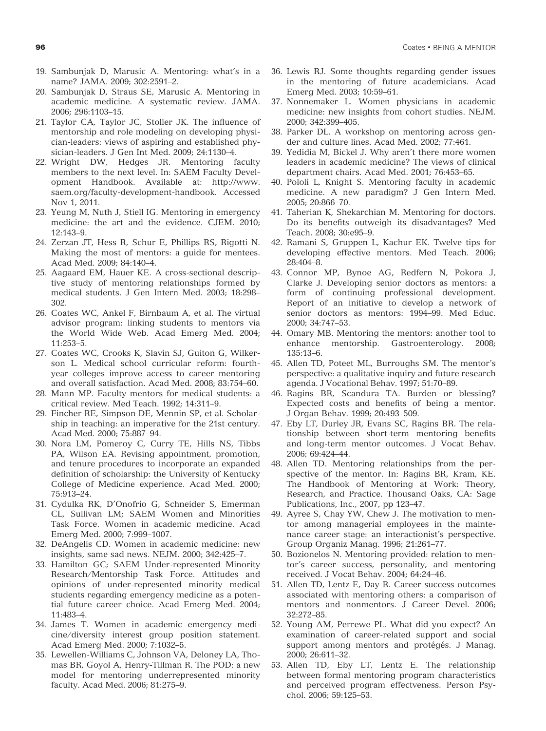19. Sambunjak D, Marusic A. Mentoring: what's in a name? JAMA. 2009; 302:2591–2.
20. Sambunjak D, Straus SE, Marusic A. Mentoring in academic medicine. A systematic review. JAMA. 2006; 296:1103–15.
21. Taylor CA, Taylor JC, Stoller JK. The influence of mentorship and role modeling on developing physician-leaders: views of aspiring and established physician-leaders. J Gen Int Med. 2009; 24:1130–4.
22. Wright DW, Hedges JR. Mentoring faculty members to the next level. In: SAEM Faculty Development Handbook. Available at: http://www.saem.org/faculty-development-handbook. Accessed Nov 1, 2011.
23. Yeung M, Nuth J, Stiell IG. Mentoring in emergency medicine: the art and the evidence. CJEM. 2010; 12:143–9.
24. Zerzan JT, Hess R, Schur E, Phillips RS, Rigotti N. Making the most of mentors: a guide for mentees. Acad Med. 2009; 84:140–4.
25. Aagaard EM, Hauer KE. A cross-sectional descriptive study of mentoring relationships formed by medical students. J Gen Intern Med. 2003; 18:298–302.
26. Coates WC, Ankel F, Birnbaum A, et al. The virtual advisor program: linking students to mentors via the World Wide Web. Acad Emerg Med. 2004; 11:253–5.
27. Coates WC, Crooks K, Slavin SJ, Guiton G, Wilkerson L. Medical school curricular reform: fourth-year colleges improve access to career mentoring and overall satisfaction. Acad Med. 2008; 83:754–60.
28. Mann MP. Faculty mentors for medical students: a critical review. Med Teach. 1992; 14:311–9.
29. Fincher RE, Simpson DE, Mennin SP, et al. Scholarship in teaching: an imperative for the 21st century. Acad Med. 2000; 75:887–94.
30. Nora LM, Pomeroy C, Curry TE, Hills NS, Tibbs PA, Wilson EA. Revising appointment, promotion, and tenure procedures to incorporate an expanded definition of scholarship: the University of Kentucky College of Medicine experience. Acad Med. 2000; 75:913–24.
31. Cydulka RK, D'Onofrio G, Schneider S, Emerman CL, Sullivan LM; SAEM Women and Minorities Task Force. Women in academic medicine. Acad Emerg Med. 2000; 7:999–1007.
32. DeAngelis CD. Women in academic medicine: new insights, same sad news. NEJM. 2000; 342:425–7.
33. Hamilton GC; SAEM Under-represented Minority Research/Mentorship Task Force. Attitudes and opinions of under-represented minority medical students regarding emergency medicine as a potential future career choice. Acad Emerg Med. 2004; 11:483–4.
34. James T. Women in academic emergency medicine/diversity interest group position statement. Acad Emerg Med. 2000; 7:1032–5.
35. Lewellen-Williams C, Johnson VA, Deloney LA, Thomas BR, Goyol A, Henry-Tillman R. The POD: a new model for mentoring underrepresented minority faculty. Acad Med. 2006; 81:275–9.
36. Lewis RJ. Some thoughts regarding gender issues in the mentoring of future academicians. Acad Emerg Med. 2003; 10:59–61.
37. Nonnemaker L. Women physicians in academic medicine: new insights from cohort studies. NEJM. 2000; 342:399–405.
38. Parker DL. A workshop on mentoring across gender and culture lines. Acad Med. 2002; 77:461.
39. Yedidia M, Bickel J. Why aren't there more women leaders in academic medicine? The views of clinical department chairs. Acad Med. 2001; 76:453–65.
40. Pololi L, Knight S. Mentoring faculty in academic medicine. A new paradigm? J Gen Intern Med. 2005; 20:866–70.
41. Taherian K, Shekarchian M. Mentoring for doctors. Do its benefits outweigh its disadvantages? Med Teach. 2008; 30:e95–9.
42. Ramani S, Gruppen L, Kachur EK. Twelve tips for developing effective mentors. Med Teach. 2006; 28:404–8.
43. Connor MP, Bynoe AG, Redfern N, Pokora J, Clarke J. Developing senior doctors as mentors: a form of continuing professional development. Report of an initiative to develop a network of senior doctors as mentors: 1994–99. Med Educ. 2000; 34:747–53.
44. Omary MB. Mentoring the mentors: another tool to enhance mentorship. Gastroenterology. 2008; 135:13–6.
45. Allen TD, Poteet ML, Burroughs SM. The mentor's perspective: a qualitative inquiry and future research agenda. J Vocational Behav. 1997; 51:70–89.
46. Ragins BR, Scandura TA. Burden or blessing? Expected costs and benefits of being a mentor. J Organ Behav. 1999; 20:493–509.
47. Eby LT, Durley JR, Evans SC, Ragins BR. The relationship between short-term mentoring benefits and long-term mentor outcomes. J Vocat Behav. 2006; 69:424–44.
48. Allen TD. Mentoring relationships from the perspective of the mentor. In: Ragins BR, Kram, KE. The Handbook of Mentoring at Work: Theory, Research, and Practice. Thousand Oaks, CA: Sage Publications, Inc., 2007, pp 123–47.
49. Ayree S, Chay YW, Chew J. The motivation to mentor among managerial employees in the maintenance career stage: an interactionist's perspective. Group Organiz Manag. 1996; 21:261–77.
50. Bozionelos N. Mentoring provided: relation to mentor's career success, personality, and mentoring received. J Vocat Behav. 2004; 64:24–46.
51. Allen TD, Lentz E, Day R. Career success outcomes associated with mentoring others: a comparison of mentors and nonmentors. J Career Devel. 2006; 32:272–85.
52. Young AM, Perrewe PL. What did you expect? An examination of career-related support and social support among mentors and protégés. J Manag. 2000; 26:611–32.
53. Allen TD, Eby LT, Lentz E. The relationship between formal mentoring program characteristics and perceived program effectveness. Person Psychol. 2006; 59:125–53.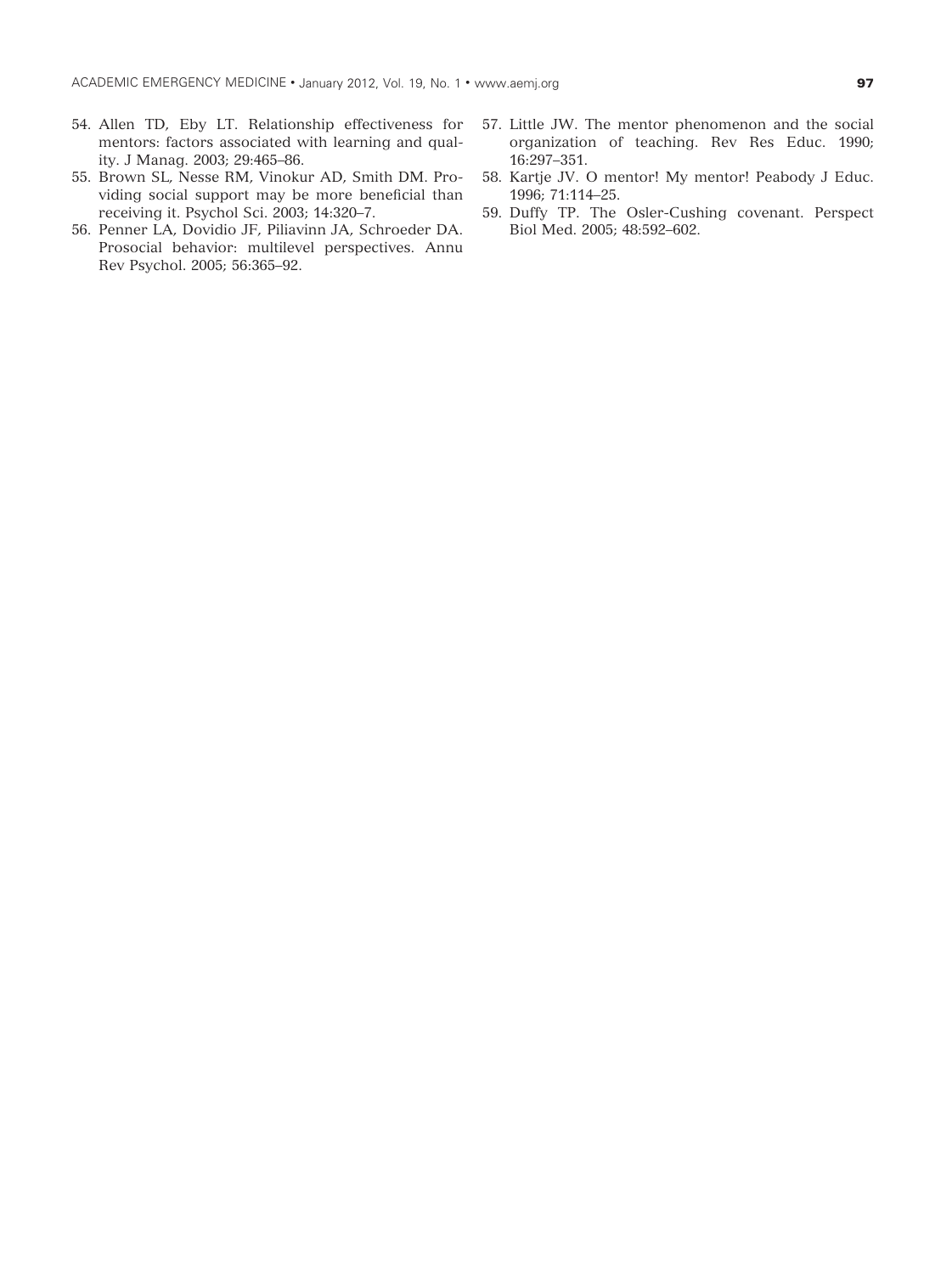54. Allen TD, Eby LT. Relationship effectiveness for mentors: factors associated with learning and quality. J Manag. 2003; 29:465–86.
55. Brown SL, Nesse RM, Vinokur AD, Smith DM. Providing social support may be more beneficial than receiving it. Psychol Sci. 2003; 14:320–7.
56. Penner LA, Dovidio JF, Piliavinn JA, Schroeder DA. Prosocial behavior: multilevel perspectives. Annu Rev Psychol. 2005; 56:365–92.
57. Little JW. The mentor phenomenon and the social organization of teaching. Rev Res Educ. 1990; 16:297–351.
58. Kartje JV. O mentor! My mentor! Peabody J Educ. 1996; 71:114–25.
59. Duffy TP. The Osler-Cushing covenant. Perspect Biol Med. 2005; 48:592–602.